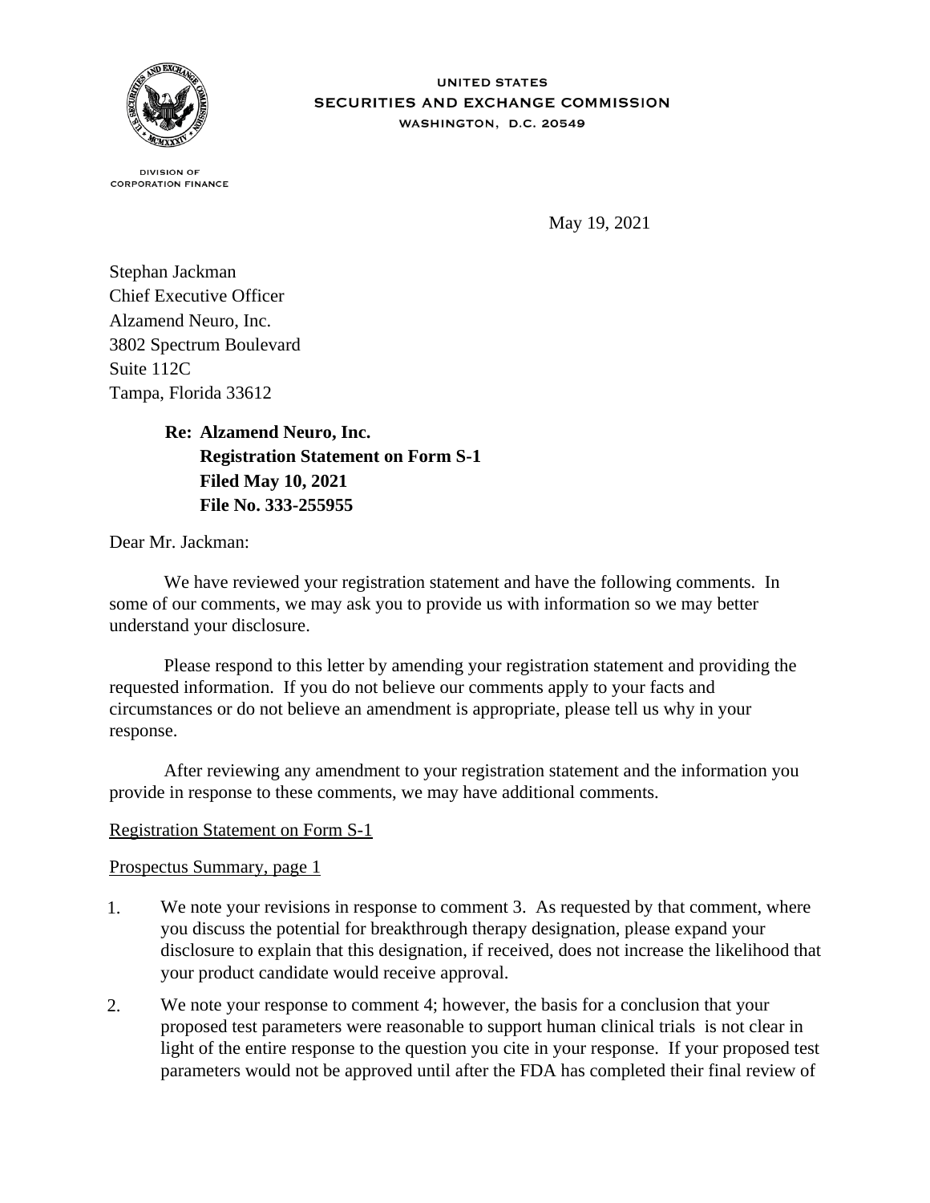UNITED STATES
SECURITIES AND EXCHANGE COMMISSION
WASHINGTON, D.C. 20549

DIVISION OF
CORPORATION FINANCE

May 19, 2021

Stephan Jackman
Chief Executive Officer
Alzamend Neuro, Inc.
3802 Spectrum Boulevard
Suite 112C
Tampa, Florida 33612

**Re: Alzamend Neuro, Inc.**
**Registration Statement on Form S-1**
**Filed May 10, 2021**
**File No. 333-255955**

Dear Mr. Jackman:

We have reviewed your registration statement and have the following comments. In some of our comments, we may ask you to provide us with information so we may better understand your disclosure.

Please respond to this letter by amending your registration statement and providing the requested information. If you do not believe our comments apply to your facts and circumstances or do not believe an amendment is appropriate, please tell us why in your response.

After reviewing any amendment to your registration statement and the information you provide in response to these comments, we may have additional comments.

Registration Statement on Form S-1

Prospectus Summary, page 1

1. We note your revisions in response to comment 3. As requested by that comment, where you discuss the potential for breakthrough therapy designation, please expand your disclosure to explain that this designation, if received, does not increase the likelihood that your product candidate would receive approval.
2. We note your response to comment 4; however, the basis for a conclusion that your proposed test parameters were reasonable to support human clinical trials is not clear in light of the entire response to the question you cite in your response. If your proposed test parameters would not be approved until after the FDA has completed their final review of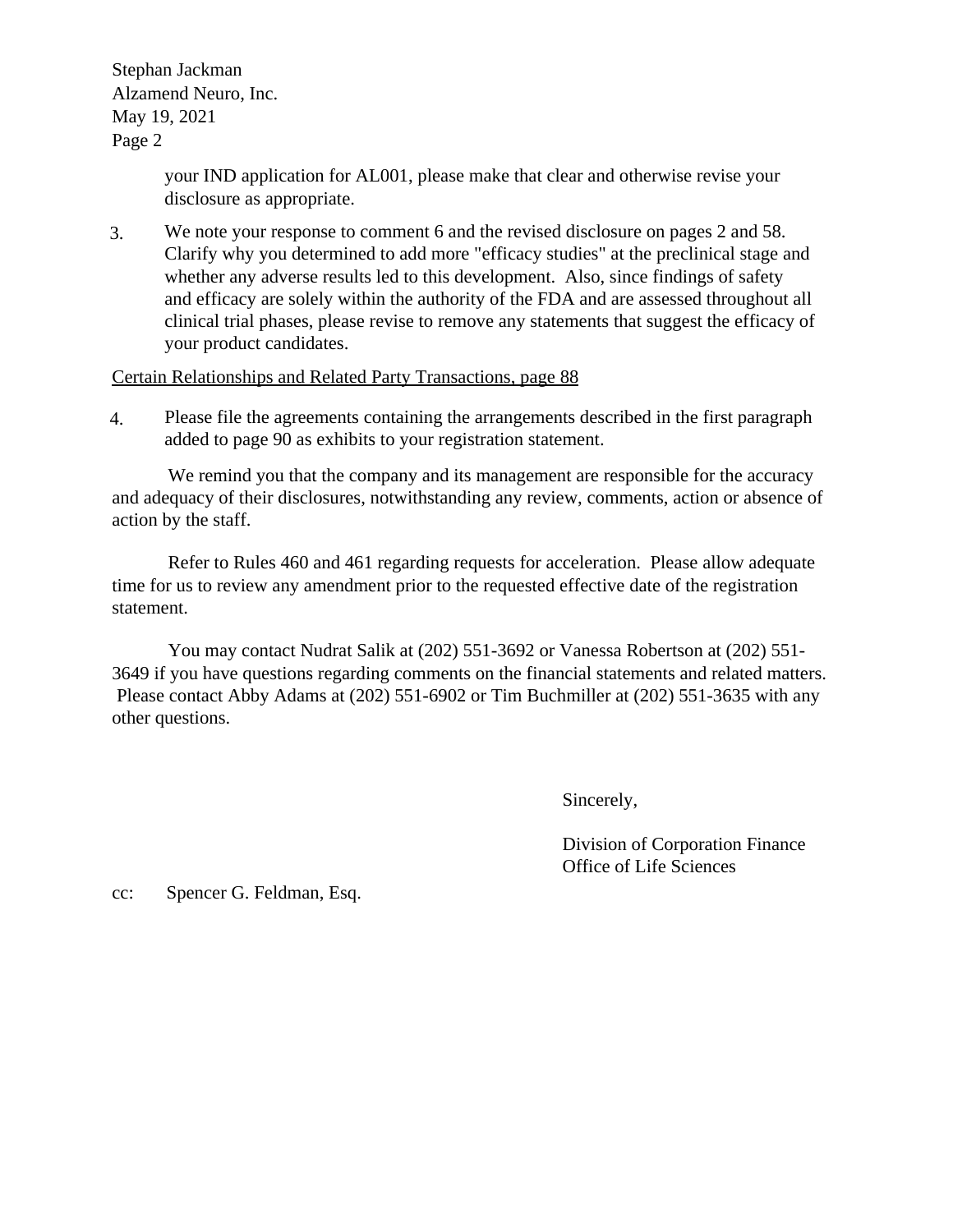your IND application for AL001, please make that clear and otherwise revise your disclosure as appropriate.

3. We note your response to comment 6 and the revised disclosure on pages 2 and 58. Clarify why you determined to add more "efficacy studies" at the preclinical stage and whether any adverse results led to this development. Also, since findings of safety and efficacy are solely within the authority of the FDA and are assessed throughout all clinical trial phases, please revise to remove any statements that suggest the efficacy of your product candidates.

Certain Relationships and Related Party Transactions, page 88

4. Please file the agreements containing the arrangements described in the first paragraph added to page 90 as exhibits to your registration statement.

We remind you that the company and its management are responsible for the accuracy and adequacy of their disclosures, notwithstanding any review, comments, action or absence of action by the staff.

Refer to Rules 460 and 461 regarding requests for acceleration. Please allow adequate time for us to review any amendment prior to the requested effective date of the registration statement.

You may contact Nudrat Salik at (202) 551-3692 or Vanessa Robertson at (202) 551-3649 if you have questions regarding comments on the financial statements and related matters. Please contact Abby Adams at (202) 551-6902 or Tim Buchmiller at (202) 551-3635 with any other questions.

Sincerely,

Division of Corporation Finance
Office of Life Sciences

cc: Spencer G. Feldman, Esq.